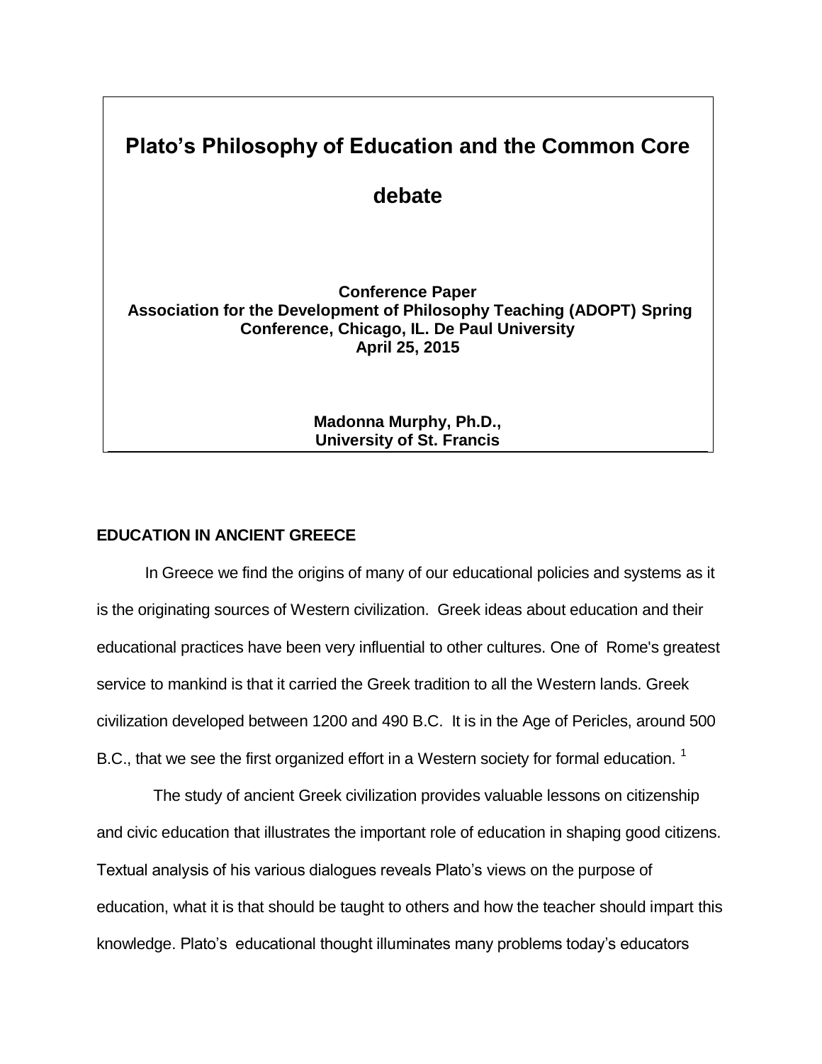# Plato's Philosophy of Education and the Common Core debate

**Conference Paper**
**Association for the Development of Philosophy Teaching (ADOPT) Spring Conference, Chicago, IL. De Paul University**
**April 25, 2015**

**Madonna Murphy, Ph.D.,**
**University of St. Francis**

## EDUCATION IN ANCIENT GREECE

In Greece we find the origins of many of our educational policies and systems as it is the originating sources of Western civilization. Greek ideas about education and their educational practices have been very influential to other cultures. One of Rome's greatest service to mankind is that it carried the Greek tradition to all the Western lands. Greek civilization developed between 1200 and 490 B.C. It is in the Age of Pericles, around 500 B.C., that we see the first organized effort in a Western society for formal education. [1]

The study of ancient Greek civilization provides valuable lessons on citizenship and civic education that illustrates the important role of education in shaping good citizens. Textual analysis of his various dialogues reveals Plato's views on the purpose of education, what it is that should be taught to others and how the teacher should impart this knowledge. Plato's educational thought illuminates many problems today's educators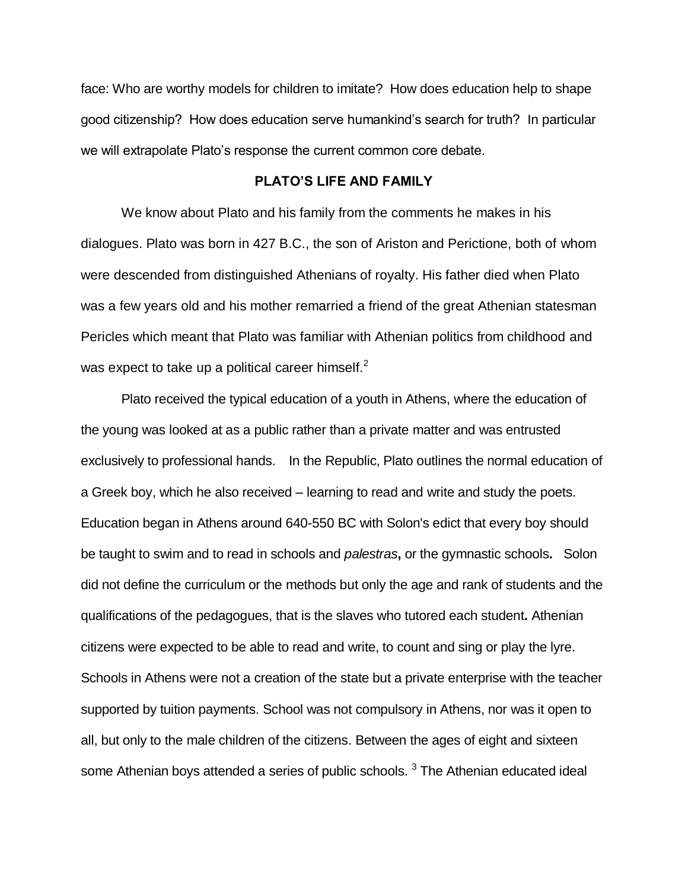face: Who are worthy models for children to imitate? How does education help to shape good citizenship? How does education serve humankind's search for truth? In particular we will extrapolate Plato's response the current common core debate.

## PLATO'S LIFE AND FAMILY

We know about Plato and his family from the comments he makes in his dialogues. Plato was born in 427 B.C., the son of Ariston and Perictione, both of whom were descended from distinguished Athenians of royalty. His father died when Plato was a few years old and his mother remarried a friend of the great Athenian statesman Pericles which meant that Plato was familiar with Athenian politics from childhood and was expect to take up a political career himself.[2]

Plato received the typical education of a youth in Athens, where the education of the young was looked at as a public rather than a private matter and was entrusted exclusively to professional hands. In the Republic, Plato outlines the normal education of a Greek boy, which he also received – learning to read and write and study the poets. Education began in Athens around 640-550 BC with Solon's edict that every boy should be taught to swim and to read in schools and *palestras***,** or the gymnastic schools**.** Solon did not define the curriculum or the methods but only the age and rank of students and the qualifications of the pedagogues, that is the slaves who tutored each student**.** Athenian citizens were expected to be able to read and write, to count and sing or play the lyre. Schools in Athens were not a creation of the state but a private enterprise with the teacher supported by tuition payments. School was not compulsory in Athens, nor was it open to all, but only to the male children of the citizens. Between the ages of eight and sixteen some Athenian boys attended a series of public schools. [3] The Athenian educated ideal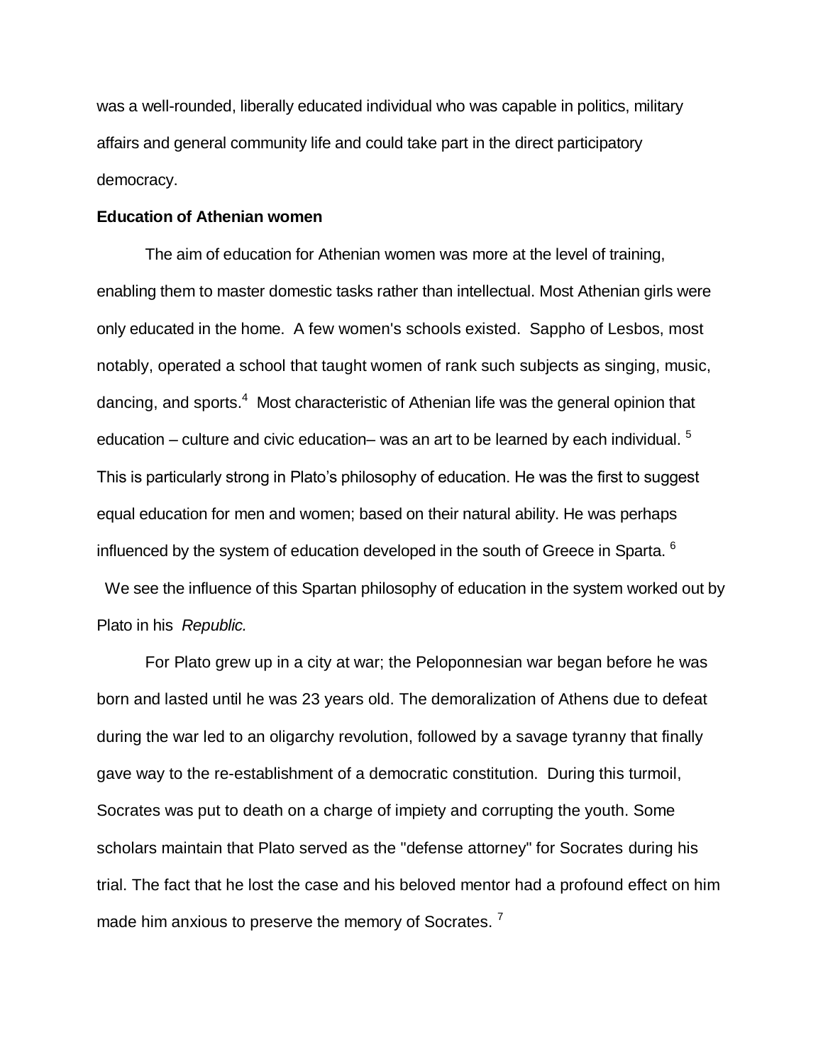was a well-rounded, liberally educated individual who was capable in politics, military affairs and general community life and could take part in the direct participatory democracy.

**Education of Athenian women**

The aim of education for Athenian women was more at the level of training, enabling them to master domestic tasks rather than intellectual. Most Athenian girls were only educated in the home. A few women's schools existed. Sappho of Lesbos, most notably, operated a school that taught women of rank such subjects as singing, music, dancing, and sports.[4] Most characteristic of Athenian life was the general opinion that education – culture and civic education– was an art to be learned by each individual. [5] This is particularly strong in Plato's philosophy of education. He was the first to suggest equal education for men and women; based on their natural ability. He was perhaps influenced by the system of education developed in the south of Greece in Sparta. [6] We see the influence of this Spartan philosophy of education in the system worked out by Plato in his *Republic.*

For Plato grew up in a city at war; the Peloponnesian war began before he was born and lasted until he was 23 years old. The demoralization of Athens due to defeat during the war led to an oligarchy revolution, followed by a savage tyranny that finally gave way to the re-establishment of a democratic constitution. During this turmoil, Socrates was put to death on a charge of impiety and corrupting the youth. Some scholars maintain that Plato served as the "defense attorney" for Socrates during his trial. The fact that he lost the case and his beloved mentor had a profound effect on him made him anxious to preserve the memory of Socrates. [7]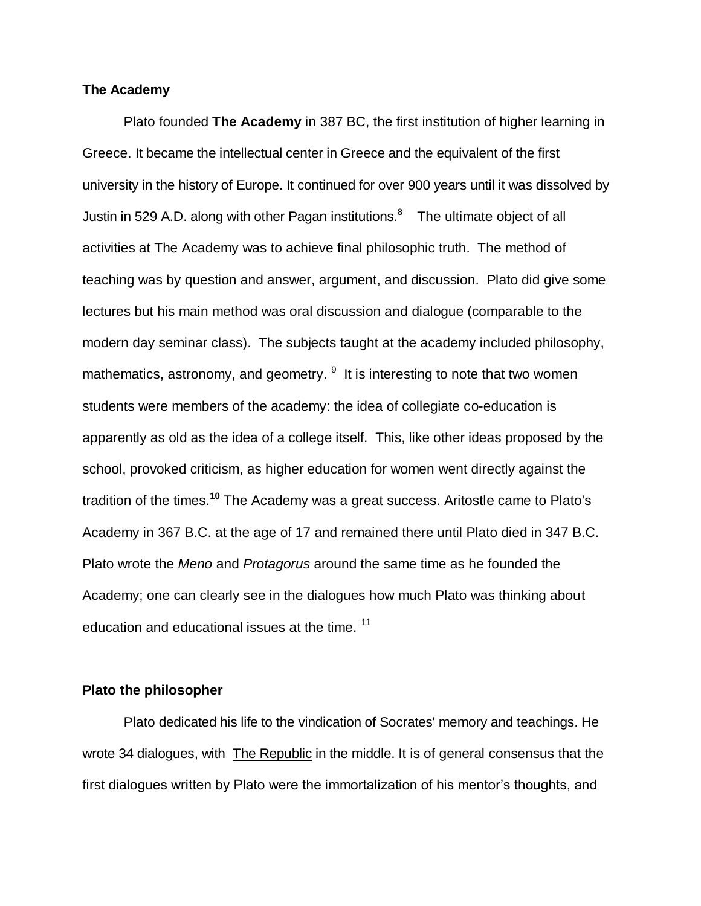**The Academy**

Plato founded **The Academy** in 387 BC, the first institution of higher learning in Greece. It became the intellectual center in Greece and the equivalent of the first university in the history of Europe. It continued for over 900 years until it was dissolved by Justin in 529 A.D. along with other Pagan institutions.[8] The ultimate object of all activities at The Academy was to achieve final philosophic truth. The method of teaching was by question and answer, argument, and discussion. Plato did give some lectures but his main method was oral discussion and dialogue (comparable to the modern day seminar class). The subjects taught at the academy included philosophy, mathematics, astronomy, and geometry. [9] It is interesting to note that two women students were members of the academy: the idea of collegiate co-education is apparently as old as the idea of a college itself. This, like other ideas proposed by the school, provoked criticism, as higher education for women went directly against the tradition of the times.[10] The Academy was a great success. Aritostle came to Plato's Academy in 367 B.C. at the age of 17 and remained there until Plato died in 347 B.C. Plato wrote the *Meno* and *Protagorus* around the same time as he founded the Academy; one can clearly see in the dialogues how much Plato was thinking about education and educational issues at the time. [11]

**Plato the philosopher**

Plato dedicated his life to the vindication of Socrates' memory and teachings. He wrote 34 dialogues, with The Republic in the middle. It is of general consensus that the first dialogues written by Plato were the immortalization of his mentor's thoughts, and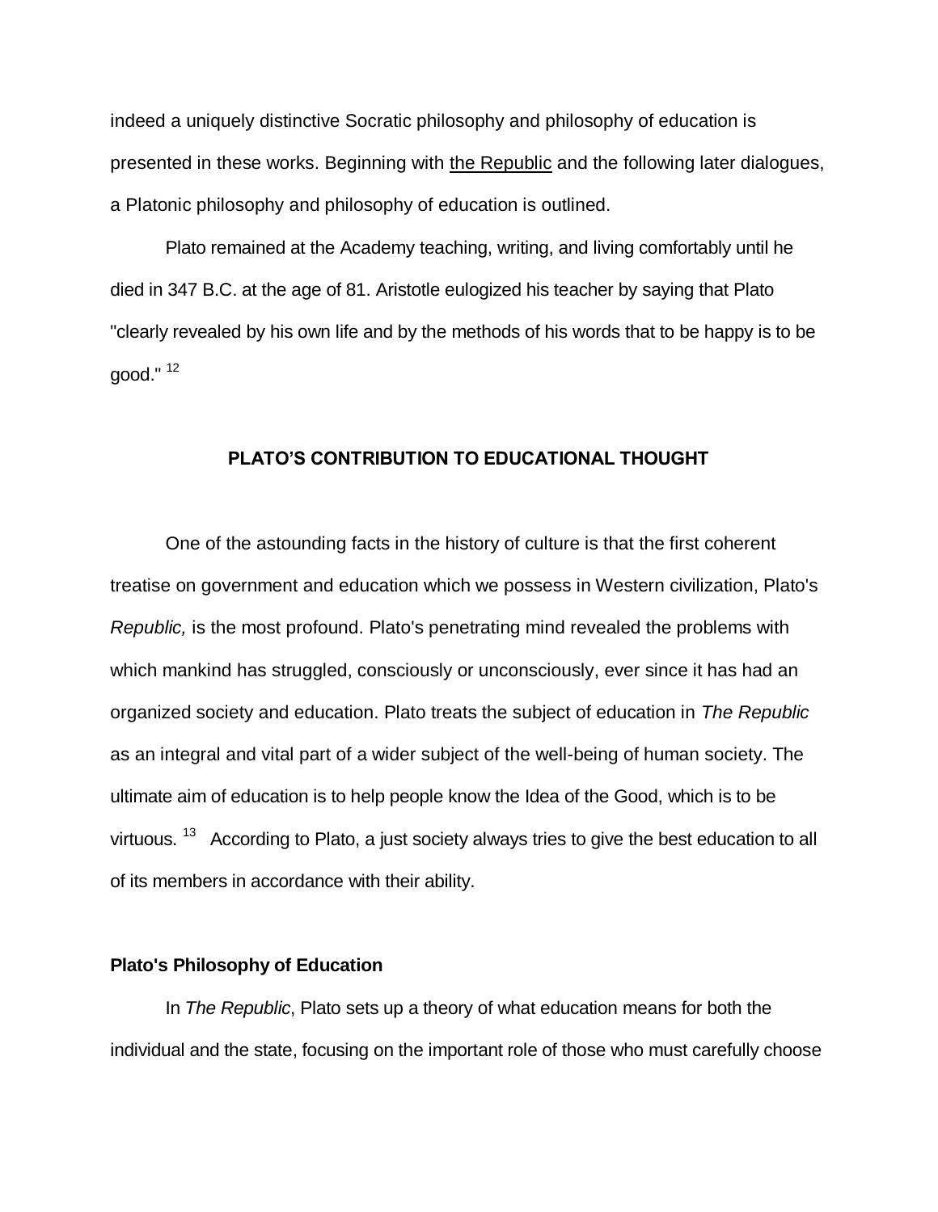indeed a uniquely distinctive Socratic philosophy and philosophy of education is presented in these works. Beginning with the Republic and the following later dialogues, a Platonic philosophy and philosophy of education is outlined.

Plato remained at the Academy teaching, writing, and living comfortably until he died in 347 B.C. at the age of 81. Aristotle eulogized his teacher by saying that Plato "clearly revealed by his own life and by the methods of his words that to be happy is to be good." [12]

## PLATO'S CONTRIBUTION TO EDUCATIONAL THOUGHT

One of the astounding facts in the history of culture is that the first coherent treatise on government and education which we possess in Western civilization, Plato's *Republic,* is the most profound. Plato's penetrating mind revealed the problems with which mankind has struggled, consciously or unconsciously, ever since it has had an organized society and education. Plato treats the subject of education in *The Republic* as an integral and vital part of a wider subject of the well-being of human society. The ultimate aim of education is to help people know the Idea of the Good, which is to be virtuous. [13] According to Plato, a just society always tries to give the best education to all of its members in accordance with their ability.

### Plato's Philosophy of Education

In *The Republic*, Plato sets up a theory of what education means for both the individual and the state, focusing on the important role of those who must carefully choose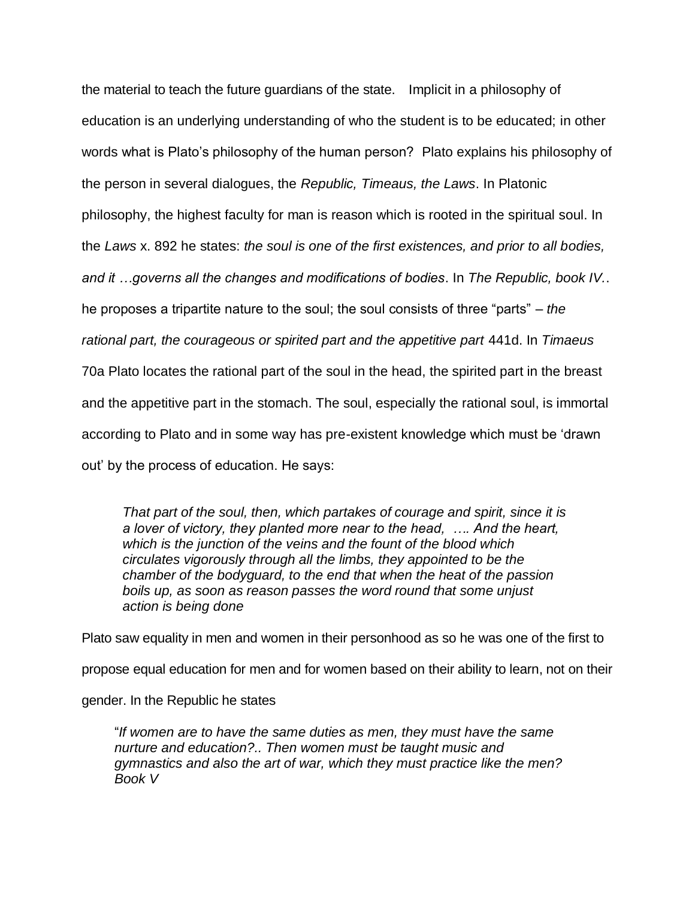the material to teach the future guardians of the state. Implicit in a philosophy of education is an underlying understanding of who the student is to be educated; in other words what is Plato's philosophy of the human person? Plato explains his philosophy of the person in several dialogues, the *Republic, Timeaus, the Laws*. In Platonic philosophy, the highest faculty for man is reason which is rooted in the spiritual soul. In the *Laws* x. 892 he states: *the soul is one of the first existences, and prior to all bodies, and it …governs all the changes and modifications of bodies*. In *The Republic, book IV.*. he proposes a tripartite nature to the soul; the soul consists of three "parts" – *the rational part, the courageous or spirited part and the appetitive part* 441d. In *Timaeus* 70a Plato locates the rational part of the soul in the head, the spirited part in the breast and the appetitive part in the stomach. The soul, especially the rational soul, is immortal according to Plato and in some way has pre-existent knowledge which must be 'drawn out' by the process of education. He says:

> *That part of the soul, then, which partakes of courage and spirit, since it is a lover of victory, they planted more near to the head, …. And the heart, which is the junction of the veins and the fount of the blood which circulates vigorously through all the limbs, they appointed to be the chamber of the bodyguard, to the end that when the heat of the passion boils up, as soon as reason passes the word round that some unjust action is being done*

Plato saw equality in men and women in their personhood as so he was one of the first to propose equal education for men and for women based on their ability to learn, not on their gender. In the Republic he states

> "*If women are to have the same duties as men, they must have the same nurture and education?.. Then women must be taught music and gymnastics and also the art of war, which they must practice like the men? Book V*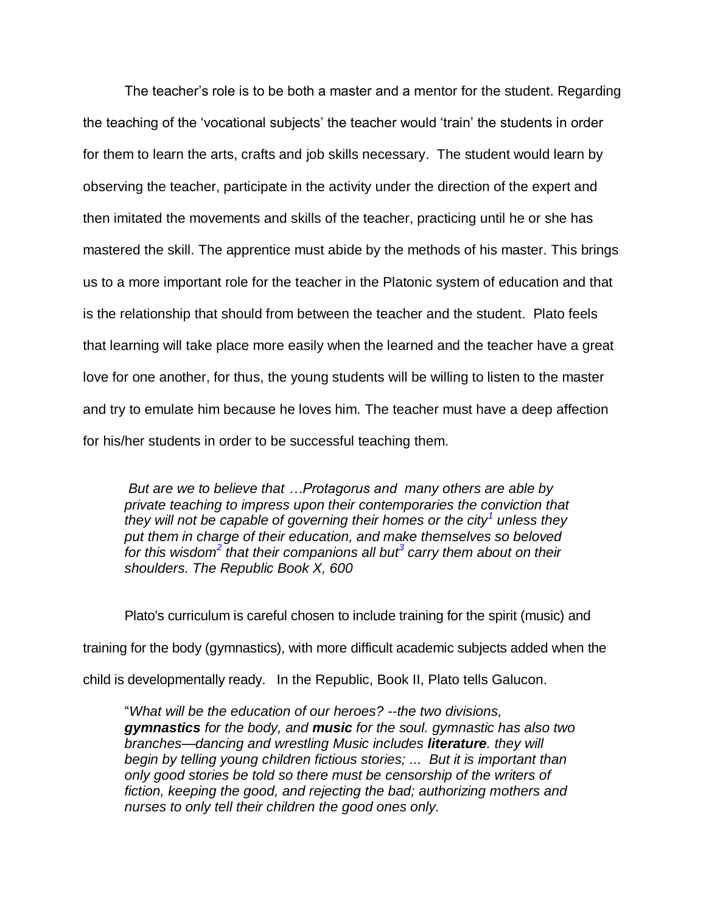The teacher's role is to be both a master and a mentor for the student. Regarding the teaching of the 'vocational subjects' the teacher would 'train' the students in order for them to learn the arts, crafts and job skills necessary. The student would learn by observing the teacher, participate in the activity under the direction of the expert and then imitated the movements and skills of the teacher, practicing until he or she has mastered the skill. The apprentice must abide by the methods of his master. This brings us to a more important role for the teacher in the Platonic system of education and that is the relationship that should from between the teacher and the student. Plato feels that learning will take place more easily when the learned and the teacher have a great love for one another, for thus, the young students will be willing to listen to the master and try to emulate him because he loves him. The teacher must have a deep affection for his/her students in order to be successful teaching them.

> *But are we to believe that …Protagorus and many others are able by private teaching to impress upon their contemporaries the conviction that they will not be capable of governing their homes or the city[1] unless they put them in charge of their education, and make themselves so beloved for this wisdom[2] that their companions all but[3] carry them about on their shoulders. The Republic Book X, 600*

Plato's curriculum is careful chosen to include training for the spirit (music) and training for the body (gymnastics), with more difficult academic subjects added when the child is developmentally ready. In the Republic, Book II, Plato tells Galucon.

> "*What will be the education of our heroes? --the two divisions, **gymnastics** for the body, and **music** for the soul. gymnastic has also two branches—dancing and wrestling Music includes **literature**. they will begin by telling young children fictious stories; ... But it is important than only good stories be told so there must be censorship of the writers of fiction, keeping the good, and rejecting the bad; authorizing mothers and nurses to only tell their children the good ones only.*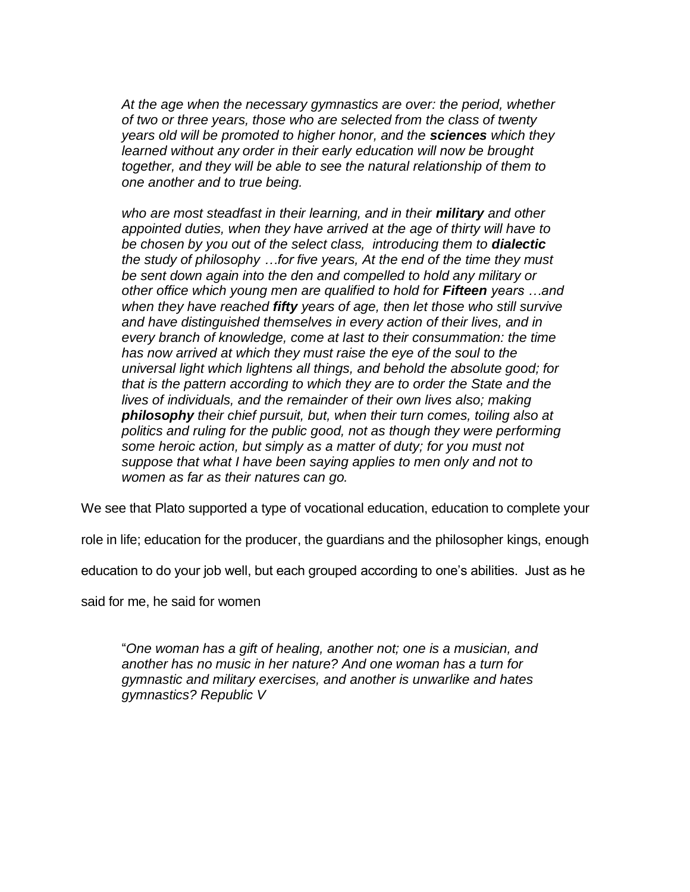> *At the age when the necessary gymnastics are over: the period, whether of two or three years, those who are selected from the class of twenty years old will be promoted to higher honor, and the* ***sciences*** *which they learned without any order in their early education will now be brought together, and they will be able to see the natural relationship of them to one another and to true being.*
>
> *who are most steadfast in their learning, and in their* ***military*** *and other appointed duties, when they have arrived at the age of thirty will have to be chosen by you out of the select class, introducing them to* ***dialectic*** *the study of philosophy …for five years, At the end of the time they must be sent down again into the den and compelled to hold any military or other office which young men are qualified to hold for* ***Fifteen*** *years …and when they have reached* ***fifty*** *years of age, then let those who still survive and have distinguished themselves in every action of their lives, and in every branch of knowledge, come at last to their consummation: the time has now arrived at which they must raise the eye of the soul to the universal light which lightens all things, and behold the absolute good; for that is the pattern according to which they are to order the State and the lives of individuals, and the remainder of their own lives also; making* ***philosophy*** *their chief pursuit, but, when their turn comes, toiling also at politics and ruling for the public good, not as though they were performing some heroic action, but simply as a matter of duty; for you must not suppose that what I have been saying applies to men only and not to women as far as their natures can go.*

We see that Plato supported a type of vocational education, education to complete your role in life; education for the producer, the guardians and the philosopher kings, enough education to do your job well, but each grouped according to one's abilities. Just as he said for me, he said for women

> "*One woman has a gift of healing, another not; one is a musician, and another has no music in her nature? And one woman has a turn for gymnastic and military exercises, and another is unwarlike and hates gymnastics? Republic V*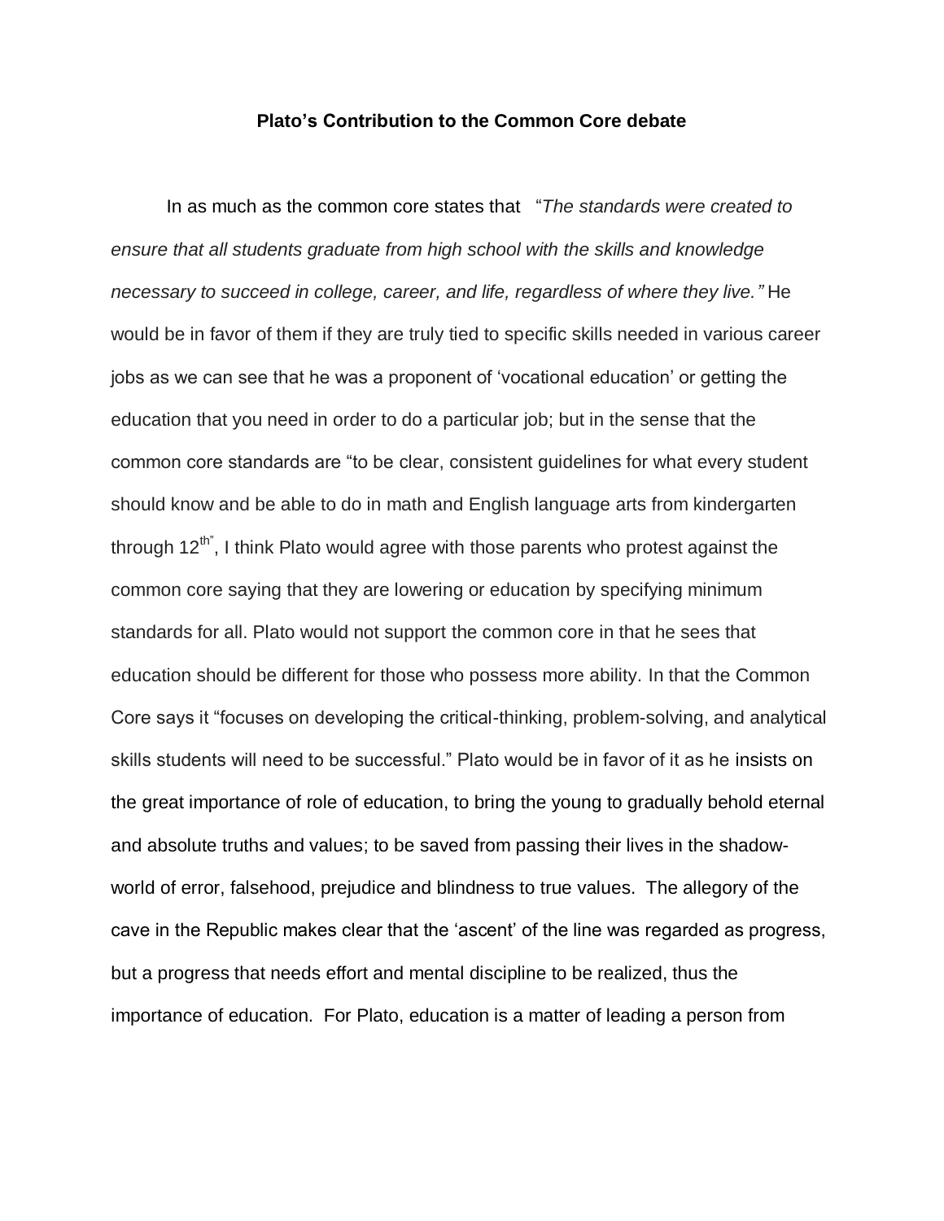**Plato's Contribution to the Common Core debate**

In as much as the common core states that "*The standards were created to ensure that all students graduate from high school with the skills and knowledge necessary to succeed in college, career, and life, regardless of where they live."* He would be in favor of them if they are truly tied to specific skills needed in various career jobs as we can see that he was a proponent of 'vocational education' or getting the education that you need in order to do a particular job; but in the sense that the common core standards are "to be clear, consistent guidelines for what every student should know and be able to do in math and English language arts from kindergarten through 12th", I think Plato would agree with those parents who protest against the common core saying that they are lowering or education by specifying minimum standards for all. Plato would not support the common core in that he sees that education should be different for those who possess more ability. In that the Common Core says it "focuses on developing the critical-thinking, problem-solving, and analytical skills students will need to be successful." Plato would be in favor of it as he insists on the great importance of role of education, to bring the young to gradually behold eternal and absolute truths and values; to be saved from passing their lives in the shadow-world of error, falsehood, prejudice and blindness to true values. The allegory of the cave in the Republic makes clear that the 'ascent' of the line was regarded as progress, but a progress that needs effort and mental discipline to be realized, thus the importance of education. For Plato, education is a matter of leading a person from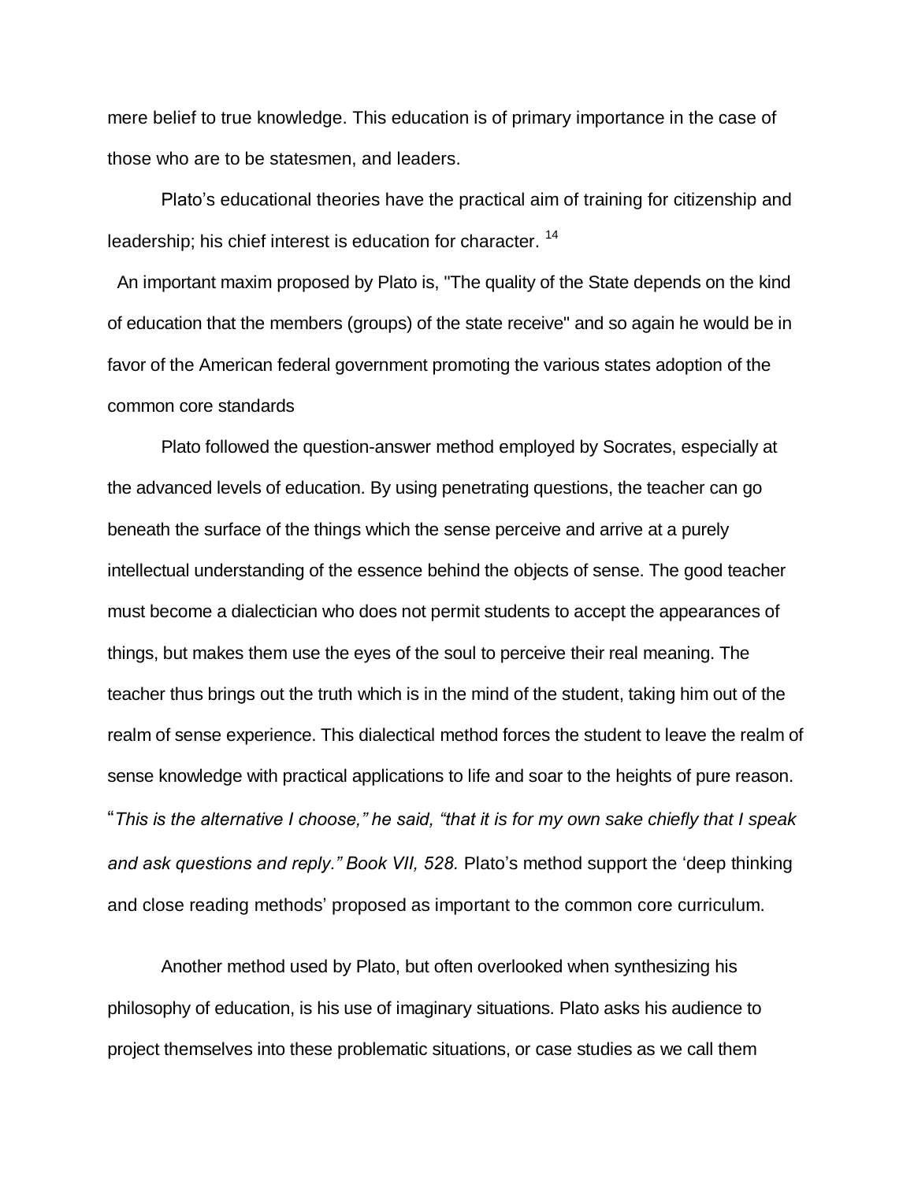mere belief to true knowledge. This education is of primary importance in the case of those who are to be statesmen, and leaders.

Plato's educational theories have the practical aim of training for citizenship and leadership; his chief interest is education for character. [14]

An important maxim proposed by Plato is, "The quality of the State depends on the kind of education that the members (groups) of the state receive" and so again he would be in favor of the American federal government promoting the various states adoption of the common core standards

Plato followed the question-answer method employed by Socrates, especially at the advanced levels of education. By using penetrating questions, the teacher can go beneath the surface of the things which the sense perceive and arrive at a purely intellectual understanding of the essence behind the objects of sense. The good teacher must become a dialectician who does not permit students to accept the appearances of things, but makes them use the eyes of the soul to perceive their real meaning. The teacher thus brings out the truth which is in the mind of the student, taking him out of the realm of sense experience. This dialectical method forces the student to leave the realm of sense knowledge with practical applications to life and soar to the heights of pure reason. "*This is the alternative I choose," he said, "that it is for my own sake chiefly that I speak and ask questions and reply." Book VII, 528.* Plato's method support the 'deep thinking and close reading methods' proposed as important to the common core curriculum.

Another method used by Plato, but often overlooked when synthesizing his philosophy of education, is his use of imaginary situations. Plato asks his audience to project themselves into these problematic situations, or case studies as we call them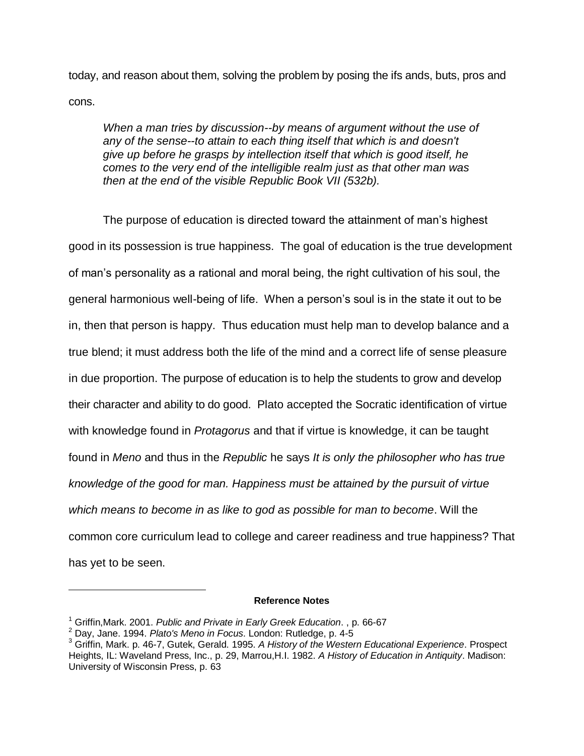today, and reason about them, solving the problem by posing the ifs ands, buts, pros and cons.

> *When a man tries by discussion--by means of argument without the use of any of the sense--to attain to each thing itself that which is and doesn't give up before he grasps by intellection itself that which is good itself, he comes to the very end of the intelligible realm just as that other man was then at the end of the visible Republic Book VII (532b).*

The purpose of education is directed toward the attainment of man's highest good in its possession is true happiness. The goal of education is the true development of man's personality as a rational and moral being, the right cultivation of his soul, the general harmonious well-being of life. When a person's soul is in the state it out to be in, then that person is happy. Thus education must help man to develop balance and a true blend; it must address both the life of the mind and a correct life of sense pleasure in due proportion. The purpose of education is to help the students to grow and develop their character and ability to do good. Plato accepted the Socratic identification of virtue with knowledge found in *Protagorus* and that if virtue is knowledge, it can be taught found in *Meno* and thus in the *Republic* he says *It is only the philosopher who has true knowledge of the good for man. Happiness must be attained by the pursuit of virtue which means to become in as like to god as possible for man to become*. Will the common core curriculum lead to college and career readiness and true happiness? That has yet to be seen.

---

**Reference Notes**

[1] Griffin,Mark. 2001. *Public and Private in Early Greek Education*. , p. 66-67

[2] Day, Jane. 1994. *Plato's Meno in Focus*. London: Rutledge, p. 4-5

[3] Griffin, Mark. p. 46-7, Gutek, Gerald. 1995. *A History of the Western Educational Experience*. Prospect Heights, IL: Waveland Press, Inc., p. 29, Marrou,H.I. 1982. *A History of Education in Antiquity*. Madison: University of Wisconsin Press, p. 63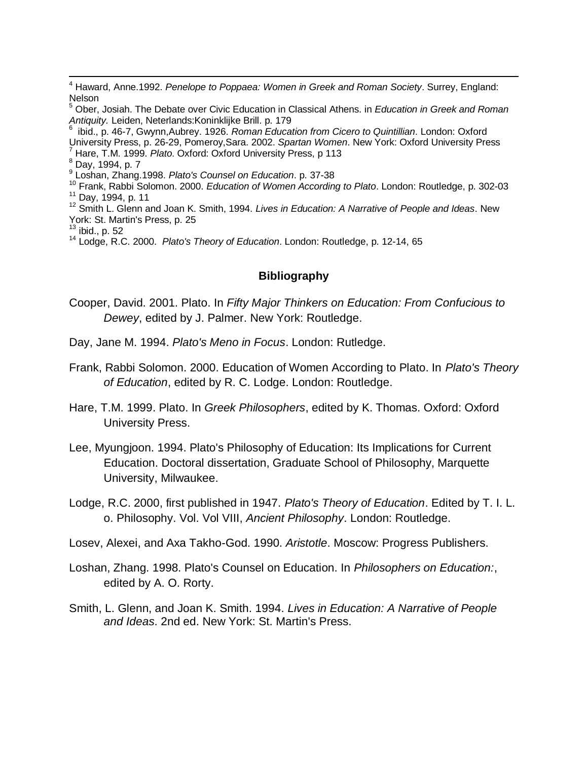[4] Haward, Anne.1992. *Penelope to Poppaea: Women in Greek and Roman Society*. Surrey, England: Nelson

[5] Ober, Josiah. The Debate over Civic Education in Classical Athens. in *Education in Greek and Roman Antiquity.* Leiden, Neterlands:Koninklijke Brill. p. 179

[6] ibid., p. 46-7, Gwynn,Aubrey. 1926. *Roman Education from Cicero to Quintillian*. London: Oxford University Press, p. 26-29, Pomeroy,Sara. 2002. *Spartan Women*. New York: Oxford University Press

[7] Hare, T.M. 1999. *Plato*. Oxford: Oxford University Press, p 113

[8] Day, 1994, p. 7

[9] Loshan, Zhang.1998. *Plato's Counsel on Education*. p. 37-38

[10] Frank, Rabbi Solomon. 2000. *Education of Women According to Plato*. London: Routledge, p. 302-03

[11] Day, 1994, p. 11

[12] Smith L. Glenn and Joan K. Smith, 1994. *Lives in Education: A Narrative of People and Ideas*. New York: St. Martin's Press, p. 25

[13] ibid., p. 52

[14] Lodge, R.C. 2000. *Plato's Theory of Education*. London: Routledge, p. 12-14, 65

## Bibliography

Cooper, David. 2001. Plato. In *Fifty Major Thinkers on Education: From Confucious to Dewey*, edited by J. Palmer. New York: Routledge.

Day, Jane M. 1994. *Plato's Meno in Focus*. London: Rutledge.

Frank, Rabbi Solomon. 2000. Education of Women According to Plato. In *Plato's Theory of Education*, edited by R. C. Lodge. London: Routledge.

Hare, T.M. 1999. Plato. In *Greek Philosophers*, edited by K. Thomas. Oxford: Oxford University Press.

Lee, Myungjoon. 1994. Plato's Philosophy of Education: Its Implications for Current Education. Doctoral dissertation, Graduate School of Philosophy, Marquette University, Milwaukee.

Lodge, R.C. 2000, first published in 1947. *Plato's Theory of Education*. Edited by T. I. L. o. Philosophy. Vol. Vol VIII, *Ancient Philosophy*. London: Routledge.

Losev, Alexei, and Axa Takho-God. 1990. *Aristotle*. Moscow: Progress Publishers.

Loshan, Zhang. 1998. Plato's Counsel on Education. In *Philosophers on Education:*, edited by A. O. Rorty.

Smith, L. Glenn, and Joan K. Smith. 1994. *Lives in Education: A Narrative of People and Ideas*. 2nd ed. New York: St. Martin's Press.